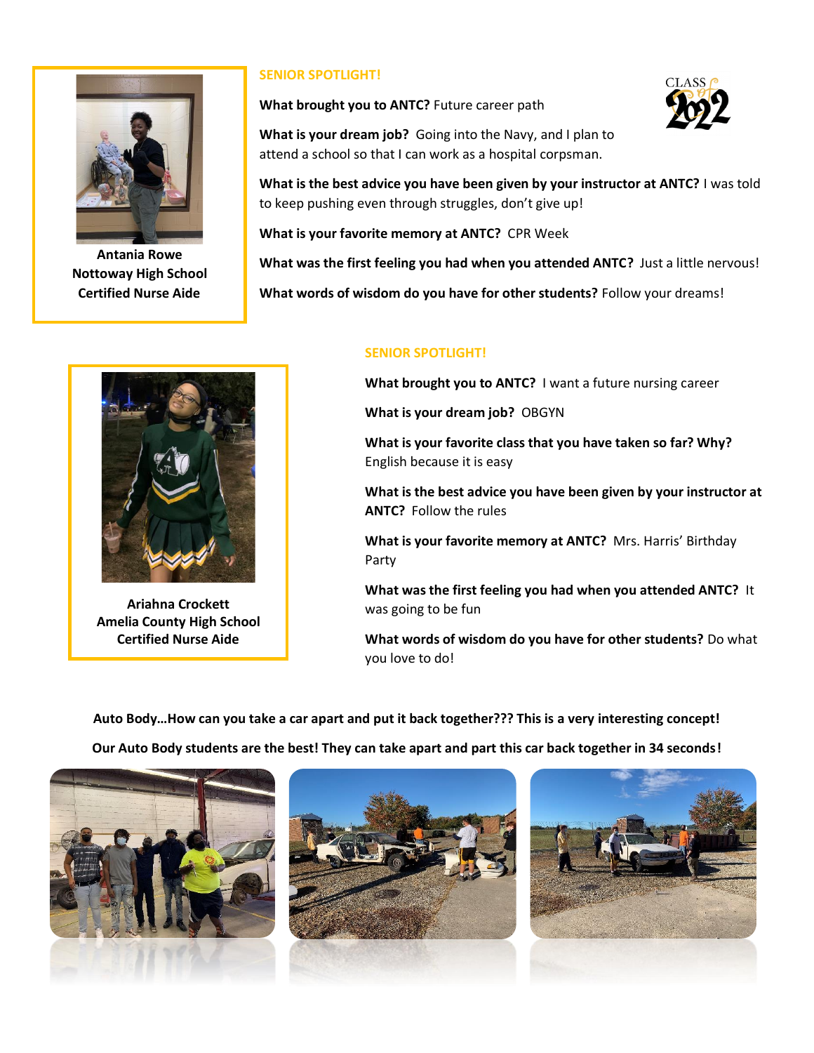## SENIOR SPOTLIGHT!

**Antania Rowe**
**Nottoway High School**
**Certified Nurse Aide**

**What brought you to ANTC?** Future career path

**What is your dream job?** Going into the Navy, and I plan to attend a school so that I can work as a hospital corpsman.

**What is the best advice you have been given by your instructor at ANTC?** I was told to keep pushing even through struggles, don't give up!

**What is your favorite memory at ANTC?** CPR Week

**What was the first feeling you had when you attended ANTC?** Just a little nervous!

**What words of wisdom do you have for other students?** Follow your dreams!

## SENIOR SPOTLIGHT!

**Ariahna Crockett**
**Amelia County High School**
**Certified Nurse Aide**

**What brought you to ANTC?** I want a future nursing career

**What is your dream job?** OBGYN

**What is your favorite class that you have taken so far? Why?** English because it is easy

**What is the best advice you have been given by your instructor at ANTC?** Follow the rules

**What is your favorite memory at ANTC?** Mrs. Harris' Birthday Party

**What was the first feeling you had when you attended ANTC?** It was going to be fun

**What words of wisdom do you have for other students?** Do what you love to do!

**Auto Body…How can you take a car apart and put it back together??? This is a very interesting concept!**

**Our Auto Body students are the best! They can take apart and part this car back together in 34 seconds!**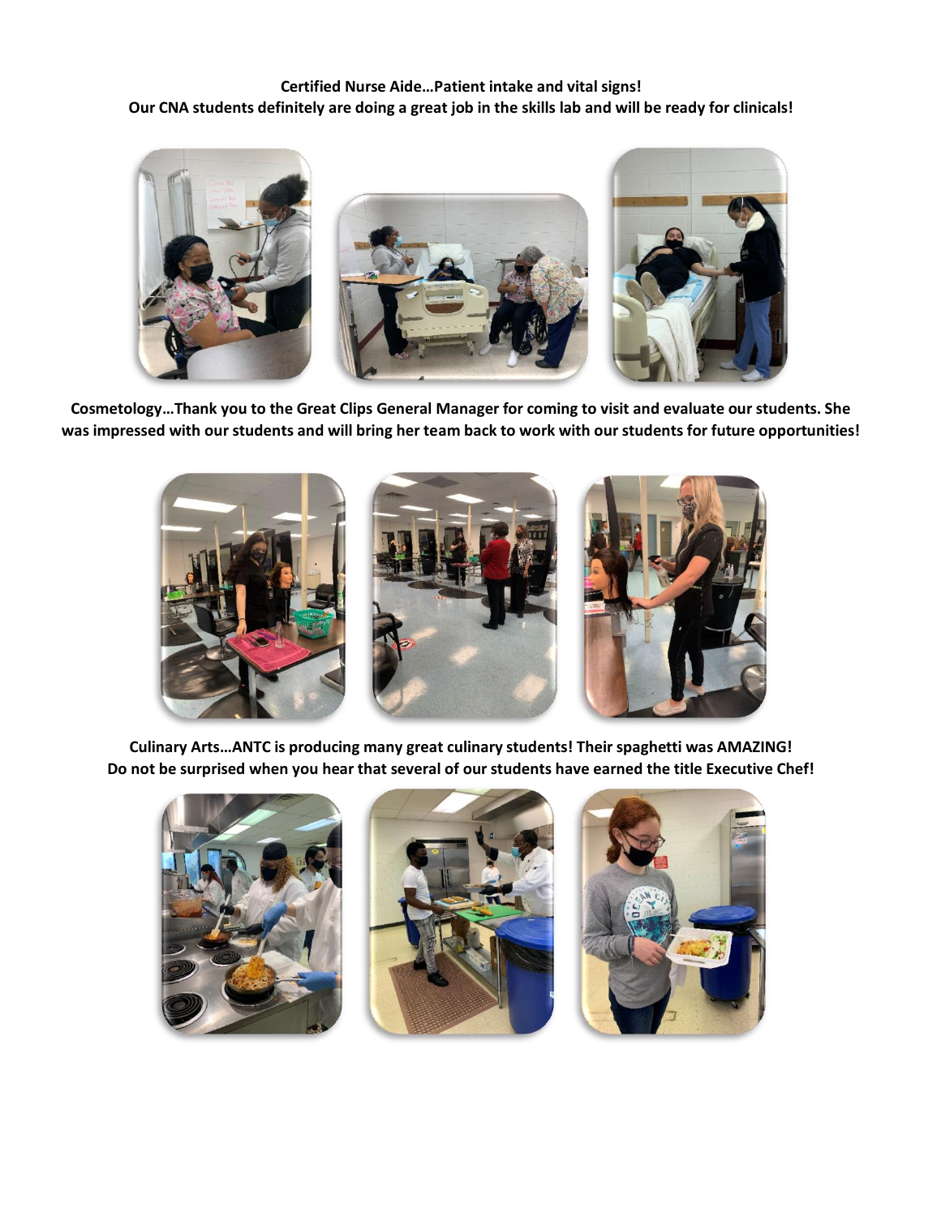**Certified Nurse Aide…Patient intake and vital signs!**
**Our CNA students definitely are doing a great job in the skills lab and will be ready for clinicals!**

**Cosmetology…Thank you to the Great Clips General Manager for coming to visit and evaluate our students. She was impressed with our students and will bring her team back to work with our students for future opportunities!**

**Culinary Arts…ANTC is producing many great culinary students! Their spaghetti was AMAZING!**
**Do not be surprised when you hear that several of our students have earned the title Executive Chef!**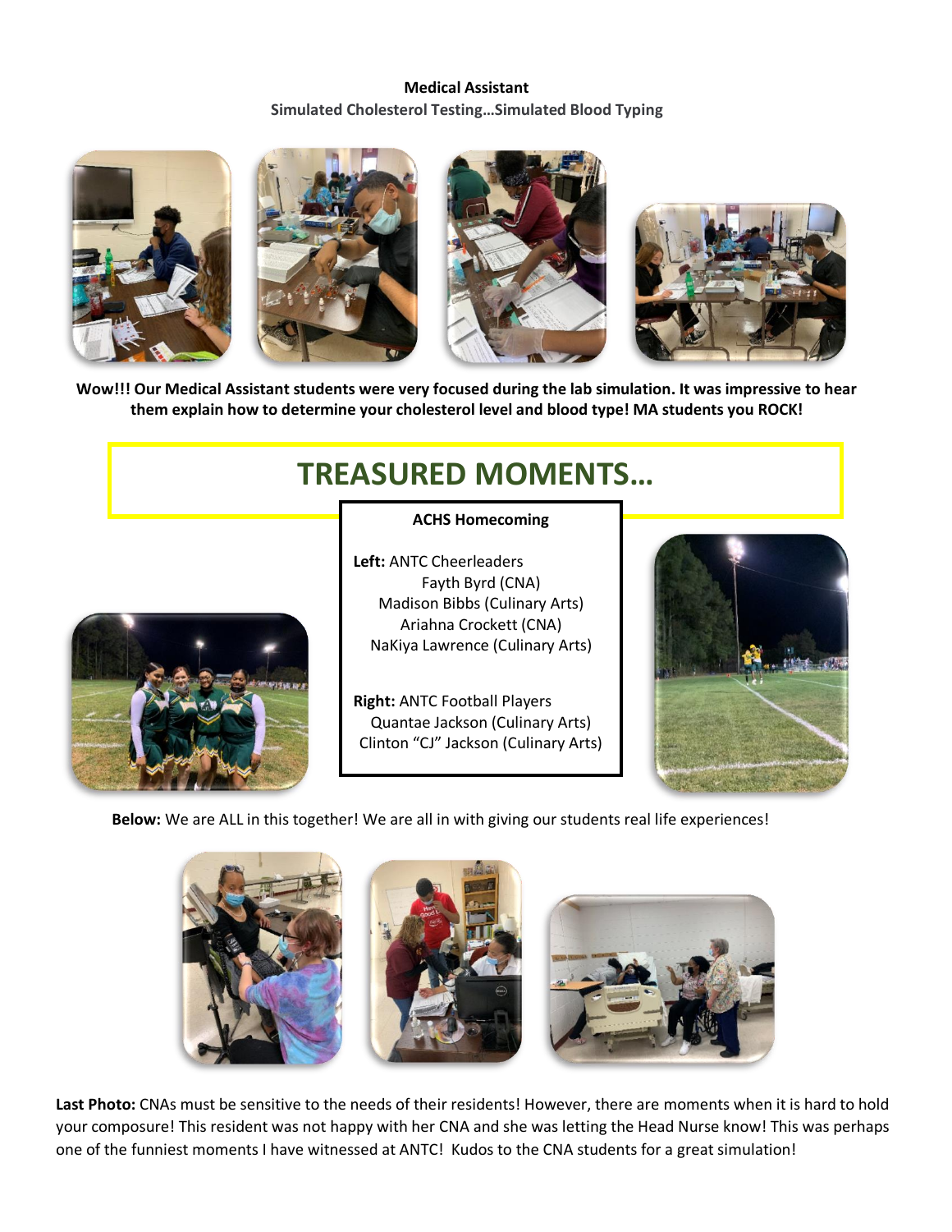**Medical Assistant**

**Simulated Cholesterol Testing…Simulated Blood Typing**

**Wow!!! Our Medical Assistant students were very focused during the lab simulation. It was impressive to hear them explain how to determine your cholesterol level and blood type! MA students you ROCK!**

# TREASURED MOMENTS…

**ACHS Homecoming**

**Left:** ANTC Cheerleaders
Fayth Byrd (CNA)
Madison Bibbs (Culinary Arts)
Ariahna Crockett (CNA)
NaKiya Lawrence (Culinary Arts)

**Right:** ANTC Football Players
Quantae Jackson (Culinary Arts)
Clinton "CJ" Jackson (Culinary Arts)

**Below:** We are ALL in this together! We are all in with giving our students real life experiences!

**Last Photo:** CNAs must be sensitive to the needs of their residents! However, there are moments when it is hard to hold your composure! This resident was not happy with her CNA and she was letting the Head Nurse know! This was perhaps one of the funniest moments I have witnessed at ANTC! Kudos to the CNA students for a great simulation!